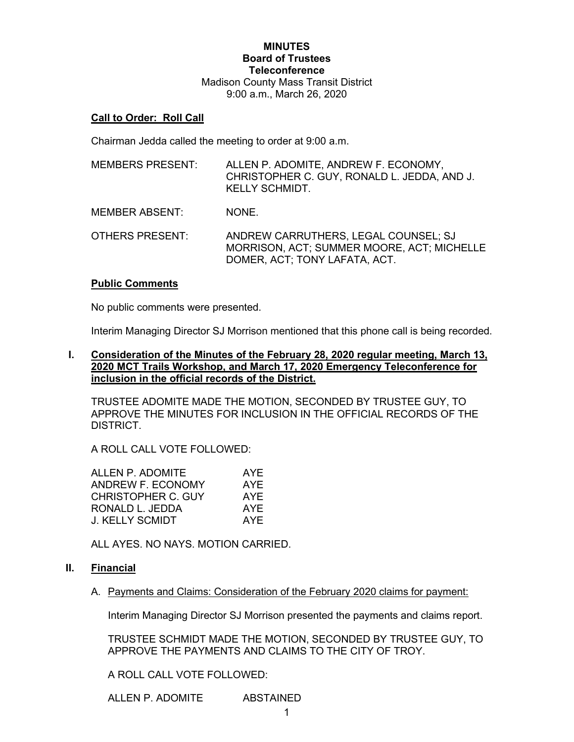**MINUTES**
**Board of Trustees**
**Teleconference**
Madison County Mass Transit District
9:00 a.m., March 26, 2020

**Call to Order: Roll Call**

Chairman Jedda called the meeting to order at 9:00 a.m.

| | |
|---|---|
| MEMBERS PRESENT: | ALLEN P. ADOMITE, ANDREW F. ECONOMY, CHRISTOPHER C. GUY, RONALD L. JEDDA, AND J. KELLY SCHMIDT. |
| MEMBER ABSENT: | NONE. |
| OTHERS PRESENT: | ANDREW CARRUTHERS, LEGAL COUNSEL; SJ MORRISON, ACT; SUMMER MOORE, ACT; MICHELLE DOMER, ACT; TONY LAFATA, ACT. |

**Public Comments**

No public comments were presented.

Interim Managing Director SJ Morrison mentioned that this phone call is being recorded.

**I. Consideration of the Minutes of the February 28, 2020 regular meeting, March 13, 2020 MCT Trails Workshop, and March 17, 2020 Emergency Teleconference for inclusion in the official records of the District.**

TRUSTEE ADOMITE MADE THE MOTION, SECONDED BY TRUSTEE GUY, TO APPROVE THE MINUTES FOR INCLUSION IN THE OFFICIAL RECORDS OF THE DISTRICT.

A ROLL CALL VOTE FOLLOWED:

| | |
|---|---|
| ALLEN P. ADOMITE | AYE |
| ANDREW F. ECONOMY | AYE |
| CHRISTOPHER C. GUY | AYE |
| RONALD L. JEDDA | AYE |
| J. KELLY SCMIDT | AYE |

ALL AYES. NO NAYS. MOTION CARRIED.

**II. Financial**

A. Payments and Claims: Consideration of the February 2020 claims for payment:

Interim Managing Director SJ Morrison presented the payments and claims report.

TRUSTEE SCHMIDT MADE THE MOTION, SECONDED BY TRUSTEE GUY, TO APPROVE THE PAYMENTS AND CLAIMS TO THE CITY OF TROY.

A ROLL CALL VOTE FOLLOWED:

| | |
|---|---|
| ALLEN P. ADOMITE | ABSTAINED |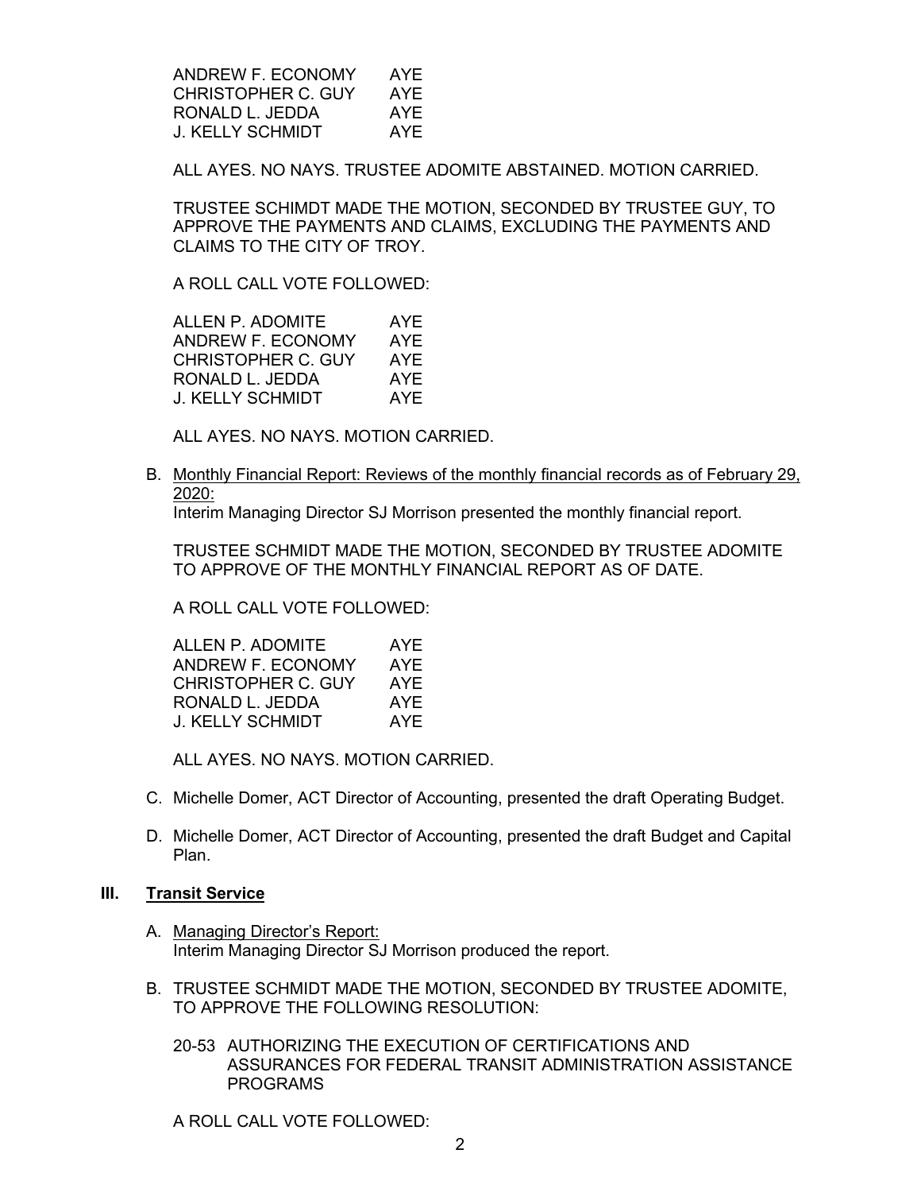| | |
|---|---|
| ANDREW F. ECONOMY | AYE |
| CHRISTOPHER C. GUY | AYE |
| RONALD L. JEDDA | AYE |
| J. KELLY SCHMIDT | AYE |

ALL AYES. NO NAYS. TRUSTEE ADOMITE ABSTAINED. MOTION CARRIED.

TRUSTEE SCHIMDT MADE THE MOTION, SECONDED BY TRUSTEE GUY, TO APPROVE THE PAYMENTS AND CLAIMS, EXCLUDING THE PAYMENTS AND CLAIMS TO THE CITY OF TROY.

A ROLL CALL VOTE FOLLOWED:

| | |
|---|---|
| ALLEN P. ADOMITE | AYE |
| ANDREW F. ECONOMY | AYE |
| CHRISTOPHER C. GUY | AYE |
| RONALD L. JEDDA | AYE |
| J. KELLY SCHMIDT | AYE |

ALL AYES. NO NAYS. MOTION CARRIED.

B. Monthly Financial Report: Reviews of the monthly financial records as of February 29, 2020:
Interim Managing Director SJ Morrison presented the monthly financial report.

TRUSTEE SCHMIDT MADE THE MOTION, SECONDED BY TRUSTEE ADOMITE TO APPROVE OF THE MONTHLY FINANCIAL REPORT AS OF DATE.

A ROLL CALL VOTE FOLLOWED:

| | |
|---|---|
| ALLEN P. ADOMITE | AYE |
| ANDREW F. ECONOMY | AYE |
| CHRISTOPHER C. GUY | AYE |
| RONALD L. JEDDA | AYE |
| J. KELLY SCHMIDT | AYE |

ALL AYES. NO NAYS. MOTION CARRIED.

C. Michelle Domer, ACT Director of Accounting, presented the draft Operating Budget.

D. Michelle Domer, ACT Director of Accounting, presented the draft Budget and Capital Plan.

## III. Transit Service

A. Managing Director's Report:
Interim Managing Director SJ Morrison produced the report.

B. TRUSTEE SCHMIDT MADE THE MOTION, SECONDED BY TRUSTEE ADOMITE, TO APPROVE THE FOLLOWING RESOLUTION:

20-53 AUTHORIZING THE EXECUTION OF CERTIFICATIONS AND ASSURANCES FOR FEDERAL TRANSIT ADMINISTRATION ASSISTANCE PROGRAMS

A ROLL CALL VOTE FOLLOWED: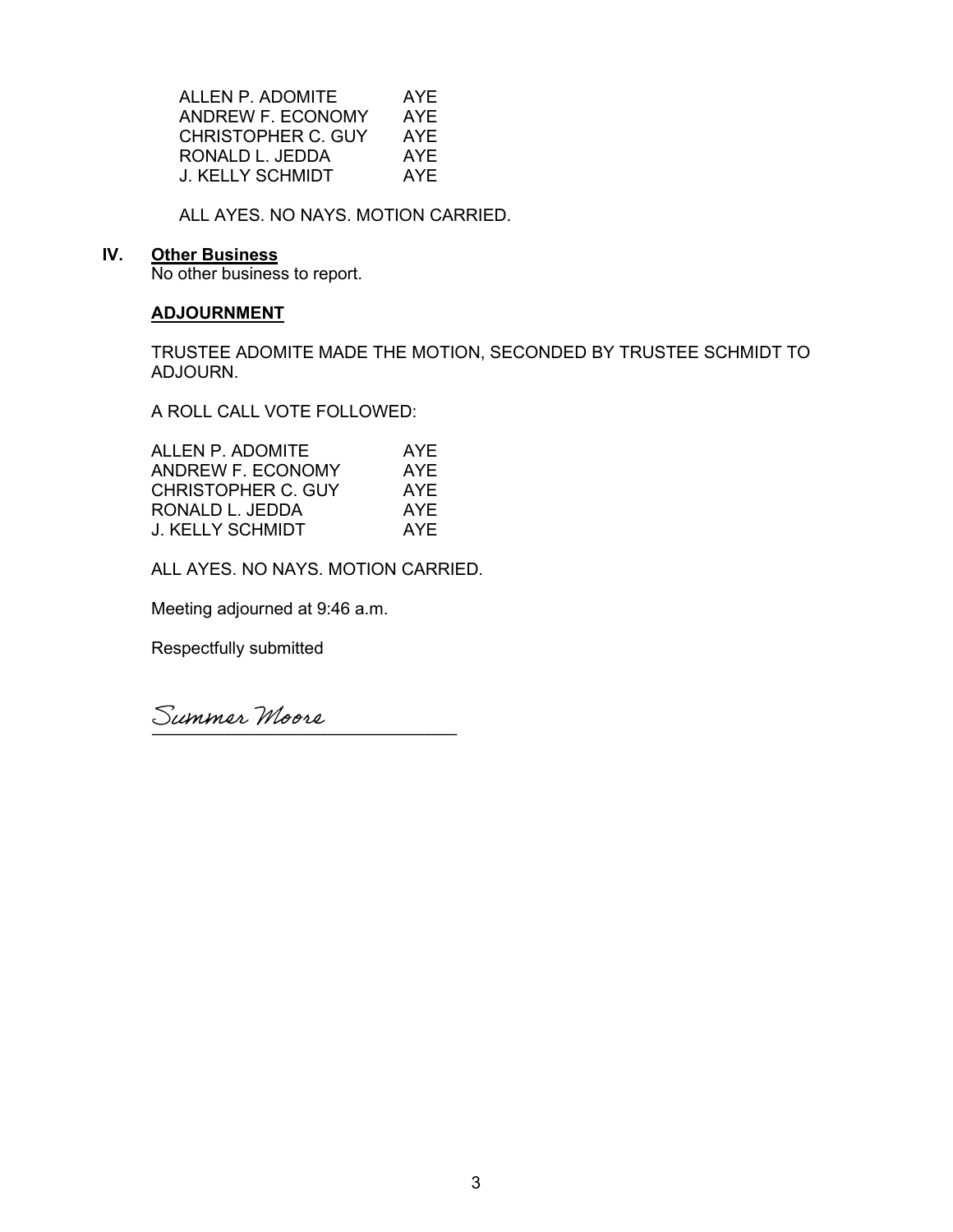| | |
|---|---|
| ALLEN P. ADOMITE | AYE |
| ANDREW F. ECONOMY | AYE |
| CHRISTOPHER C. GUY | AYE |
| RONALD L. JEDDA | AYE |
| J. KELLY SCHMIDT | AYE |

ALL AYES. NO NAYS. MOTION CARRIED.

## IV. Other Business

No other business to report.

### ADJOURNMENT

TRUSTEE ADOMITE MADE THE MOTION, SECONDED BY TRUSTEE SCHMIDT TO ADJOURN.

A ROLL CALL VOTE FOLLOWED:

| | |
|---|---|
| ALLEN P. ADOMITE | AYE |
| ANDREW F. ECONOMY | AYE |
| CHRISTOPHER C. GUY | AYE |
| RONALD L. JEDDA | AYE |
| J. KELLY SCHMIDT | AYE |

ALL AYES. NO NAYS. MOTION CARRIED.

Meeting adjourned at 9:46 a.m.

Respectfully submitted

Summer Moore